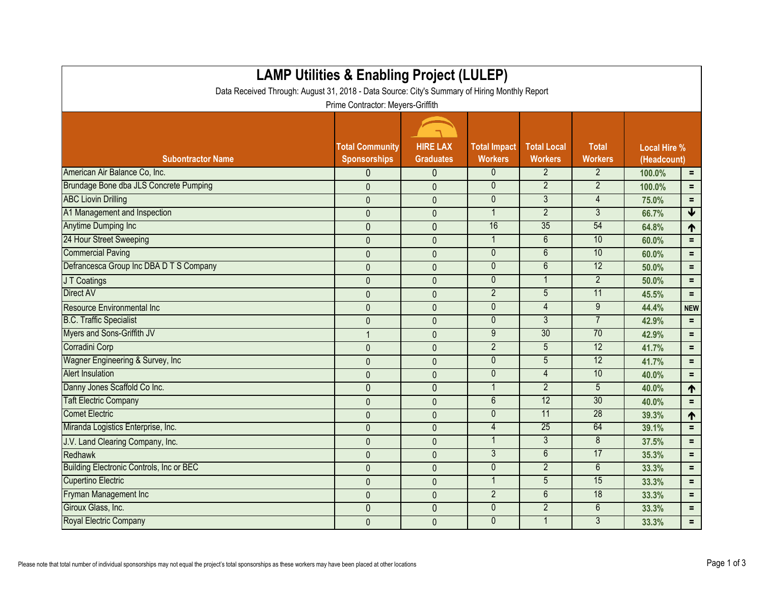# LAMP Utilities & Enabling Project (LULEP)

Data Received Through: August 31, 2018 - Data Source: City's Summary of Hiring Monthly Report

Prime Contractor: Meyers-Griffith

| Subontractor Name | Total Community Sponsorships | HIRE LAX Graduates | Total Impact Workers | Total Local Workers | Total Workers | Local Hire % (Headcount) | |
|---|---|---|---|---|---|---|---|
| American Air Balance Co, Inc. | 0 | 0 | 0 | 2 | 2 | 100.0% | = |
| Brundage Bone dba JLS Concrete Pumping | 0 | 0 | 0 | 2 | 2 | 100.0% | = |
| ABC Liovin Drilling | 0 | 0 | 0 | 3 | 4 | 75.0% | = |
| A1 Management and Inspection | 0 | 0 | 1 | 2 | 3 | 66.7% | ↓ |
| Anytime Dumping Inc | 0 | 0 | 16 | 35 | 54 | 64.8% | ↑ |
| 24 Hour Street Sweeping | 0 | 0 | 1 | 6 | 10 | 60.0% | = |
| Commercial Paving | 0 | 0 | 0 | 6 | 10 | 60.0% | = |
| Defrancesca Group Inc DBA D T S Company | 0 | 0 | 0 | 6 | 12 | 50.0% | = |
| J T Coatings | 0 | 0 | 0 | 1 | 2 | 50.0% | = |
| Direct AV | 0 | 0 | 2 | 5 | 11 | 45.5% | = |
| Resource Environmental Inc | 0 | 0 | 0 | 4 | 9 | 44.4% | NEW |
| B.C. Traffic Specialist | 0 | 0 | 0 | 3 | 7 | 42.9% | = |
| Myers and Sons-Griffith JV | 1 | 0 | 9 | 30 | 70 | 42.9% | = |
| Corradini Corp | 0 | 0 | 2 | 5 | 12 | 41.7% | = |
| Wagner Engineering & Survey, Inc | 0 | 0 | 0 | 5 | 12 | 41.7% | = |
| Alert Insulation | 0 | 0 | 0 | 4 | 10 | 40.0% | = |
| Danny Jones Scaffold Co Inc. | 0 | 0 | 1 | 2 | 5 | 40.0% | ↑ |
| Taft Electric Company | 0 | 0 | 6 | 12 | 30 | 40.0% | = |
| Comet Electric | 0 | 0 | 0 | 11 | 28 | 39.3% | ↑ |
| Miranda Logistics Enterprise, Inc. | 0 | 0 | 4 | 25 | 64 | 39.1% | = |
| J.V. Land Clearing Company, Inc. | 0 | 0 | 1 | 3 | 8 | 37.5% | = |
| Redhawk | 0 | 0 | 3 | 6 | 17 | 35.3% | = |
| Building Electronic Controls, Inc or BEC | 0 | 0 | 0 | 2 | 6 | 33.3% | = |
| Cupertino Electric | 0 | 0 | 1 | 5 | 15 | 33.3% | = |
| Fryman Management Inc | 0 | 0 | 2 | 6 | 18 | 33.3% | = |
| Giroux Glass, Inc. | 0 | 0 | 0 | 2 | 6 | 33.3% | = |
| Royal Electric Company | 0 | 0 | 0 | 1 | 3 | 33.3% | = |

Please note that total number of individual sponsorships may not equal the project's total sponsorships as these workers may have been placed at other locations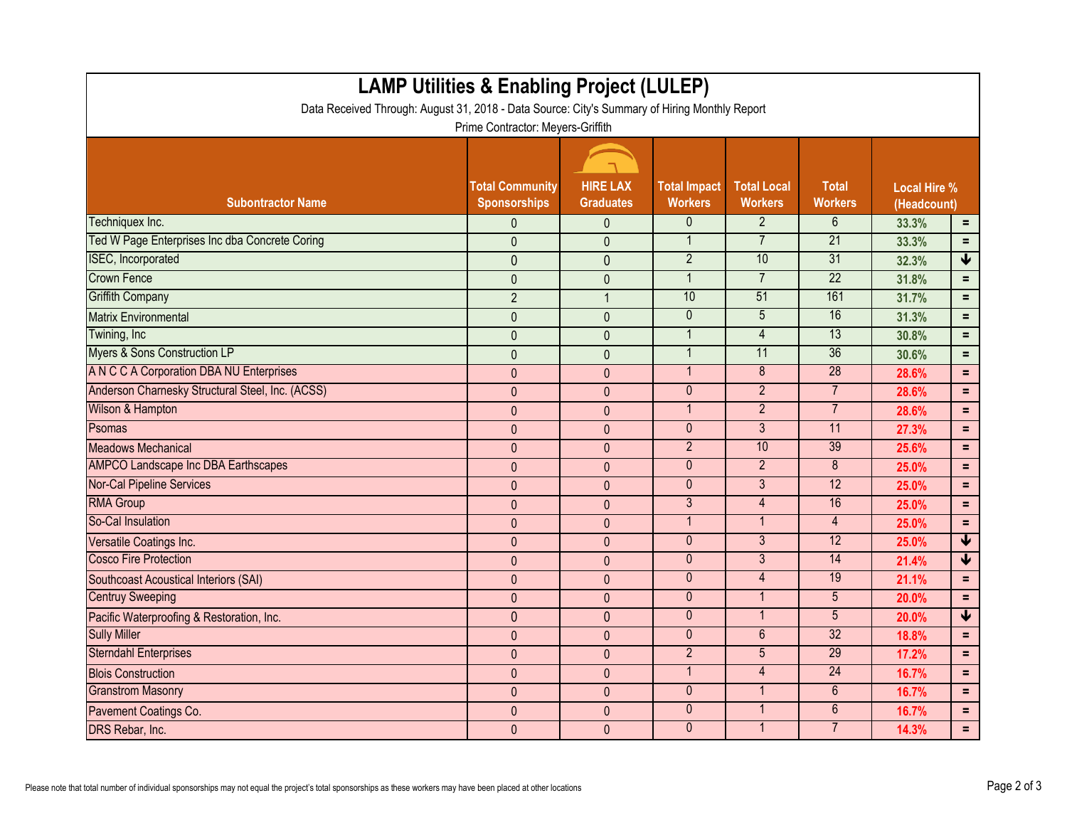# LAMP Utilities & Enabling Project (LULEP)

Data Received Through: August 31, 2018 - Data Source: City's Summary of Hiring Monthly Report

Prime Contractor: Meyers-Griffith

| Subontractor Name | Total Community Sponsorships | HIRE LAX Graduates | Total Impact Workers | Total Local Workers | Total Workers | Local Hire % (Headcount) | |
|---|---|---|---|---|---|---|---|
| Techniquex Inc. | 0 | 0 | 0 | 2 | 6 | 33.3% | = |
| Ted W Page Enterprises Inc dba Concrete Coring | 0 | 0 | 1 | 7 | 21 | 33.3% | = |
| ISEC, Incorporated | 0 | 0 | 2 | 10 | 31 | 32.3% | ↓ |
| Crown Fence | 0 | 0 | 1 | 7 | 22 | 31.8% | = |
| Griffith Company | 2 | 1 | 10 | 51 | 161 | 31.7% | = |
| Matrix Environmental | 0 | 0 | 0 | 5 | 16 | 31.3% | = |
| Twining, Inc | 0 | 0 | 1 | 4 | 13 | 30.8% | = |
| Myers & Sons Construction LP | 0 | 0 | 1 | 11 | 36 | 30.6% | = |
| A N C C A Corporation DBA NU Enterprises | 0 | 0 | 1 | 8 | 28 | 28.6% | = |
| Anderson Charnesky Structural Steel, Inc. (ACSS) | 0 | 0 | 0 | 2 | 7 | 28.6% | = |
| Wilson & Hampton | 0 | 0 | 1 | 2 | 7 | 28.6% | = |
| Psomas | 0 | 0 | 0 | 3 | 11 | 27.3% | = |
| Meadows Mechanical | 0 | 0 | 2 | 10 | 39 | 25.6% | = |
| AMPCO Landscape Inc DBA Earthscapes | 0 | 0 | 0 | 2 | 8 | 25.0% | = |
| Nor-Cal Pipeline Services | 0 | 0 | 0 | 3 | 12 | 25.0% | = |
| RMA Group | 0 | 0 | 3 | 4 | 16 | 25.0% | = |
| So-Cal Insulation | 0 | 0 | 1 | 1 | 4 | 25.0% | = |
| Versatile Coatings Inc. | 0 | 0 | 0 | 3 | 12 | 25.0% | ↓ |
| Cosco Fire Protection | 0 | 0 | 0 | 3 | 14 | 21.4% | ↓ |
| Southcoast Acoustical Interiors (SAI) | 0 | 0 | 0 | 4 | 19 | 21.1% | = |
| Centruy Sweeping | 0 | 0 | 0 | 1 | 5 | 20.0% | = |
| Pacific Waterproofing & Restoration, Inc. | 0 | 0 | 0 | 1 | 5 | 20.0% | ↓ |
| Sully Miller | 0 | 0 | 0 | 6 | 32 | 18.8% | = |
| Sterndahl Enterprises | 0 | 0 | 2 | 5 | 29 | 17.2% | = |
| Blois Construction | 0 | 0 | 1 | 4 | 24 | 16.7% | = |
| Granstrom Masonry | 0 | 0 | 0 | 1 | 6 | 16.7% | = |
| Pavement Coatings Co. | 0 | 0 | 0 | 1 | 6 | 16.7% | = |
| DRS Rebar, Inc. | 0 | 0 | 0 | 1 | 7 | 14.3% | = |

Please note that total number of individual sponsorships may not equal the project's total sponsorships as these workers may have been placed at other locations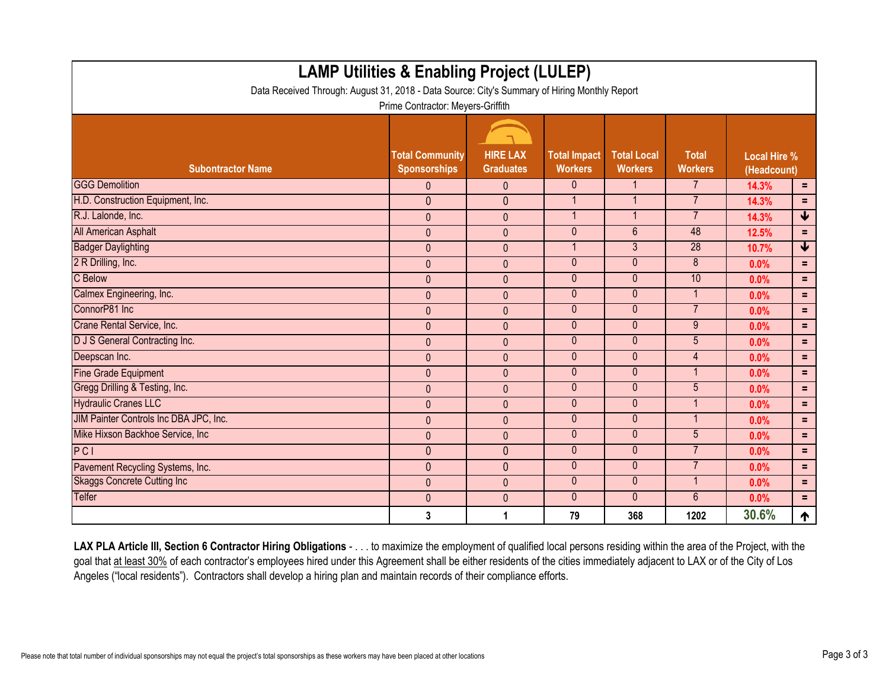# LAMP Utilities & Enabling Project (LULEP)

Data Received Through: August 31, 2018 - Data Source: City's Summary of Hiring Monthly Report

Prime Contractor: Meyers-Griffith

| Subontractor Name | Total Community Sponsorships | HIRE LAX Graduates | Total Impact Workers | Total Local Workers | Total Workers | Local Hire % (Headcount) | |
|---|---|---|---|---|---|---|---|
| GGG Demolition | 0 | 0 | 0 | 1 | 7 | 14.3% | = |
| H.D. Construction Equipment, Inc. | 0 | 0 | 1 | 1 | 7 | 14.3% | = |
| R.J. Lalonde, Inc. | 0 | 0 | 1 | 1 | 7 | 14.3% | ↓ |
| All American Asphalt | 0 | 0 | 0 | 6 | 48 | 12.5% | = |
| Badger Daylighting | 0 | 0 | 1 | 3 | 28 | 10.7% | ↓ |
| 2 R Drilling, Inc. | 0 | 0 | 0 | 0 | 8 | 0.0% | = |
| C Below | 0 | 0 | 0 | 0 | 10 | 0.0% | = |
| Calmex Engineering, Inc. | 0 | 0 | 0 | 0 | 1 | 0.0% | = |
| ConnorP81 Inc | 0 | 0 | 0 | 0 | 7 | 0.0% | = |
| Crane Rental Service, Inc. | 0 | 0 | 0 | 0 | 9 | 0.0% | = |
| D J S General Contracting Inc. | 0 | 0 | 0 | 0 | 5 | 0.0% | = |
| Deepscan Inc. | 0 | 0 | 0 | 0 | 4 | 0.0% | = |
| Fine Grade Equipment | 0 | 0 | 0 | 0 | 1 | 0.0% | = |
| Gregg Drilling & Testing, Inc. | 0 | 0 | 0 | 0 | 5 | 0.0% | = |
| Hydraulic Cranes LLC | 0 | 0 | 0 | 0 | 1 | 0.0% | = |
| JIM Painter Controls Inc DBA JPC, Inc. | 0 | 0 | 0 | 0 | 1 | 0.0% | = |
| Mike Hixson Backhoe Service, Inc | 0 | 0 | 0 | 0 | 5 | 0.0% | = |
| P C I | 0 | 0 | 0 | 0 | 7 | 0.0% | = |
| Pavement Recycling Systems, Inc. | 0 | 0 | 0 | 0 | 7 | 0.0% | = |
| Skaggs Concrete Cutting Inc | 0 | 0 | 0 | 0 | 1 | 0.0% | = |
| Telfer | 0 | 0 | 0 | 0 | 6 | 0.0% | = |
| | **3** | **1** | **79** | **368** | **1202** | **30.6%** | ↑ |

**LAX PLA Article III, Section 6 Contractor Hiring Obligations** - . . . to maximize the employment of qualified local persons residing within the area of the Project, with the goal that at least 30% of each contractor's employees hired under this Agreement shall be either residents of the cities immediately adjacent to LAX or of the City of Los Angeles ("local residents"). Contractors shall develop a hiring plan and maintain records of their compliance efforts.

Please note that total number of individual sponsorships may not equal the project's total sponsorships as these workers may have been placed at other locations